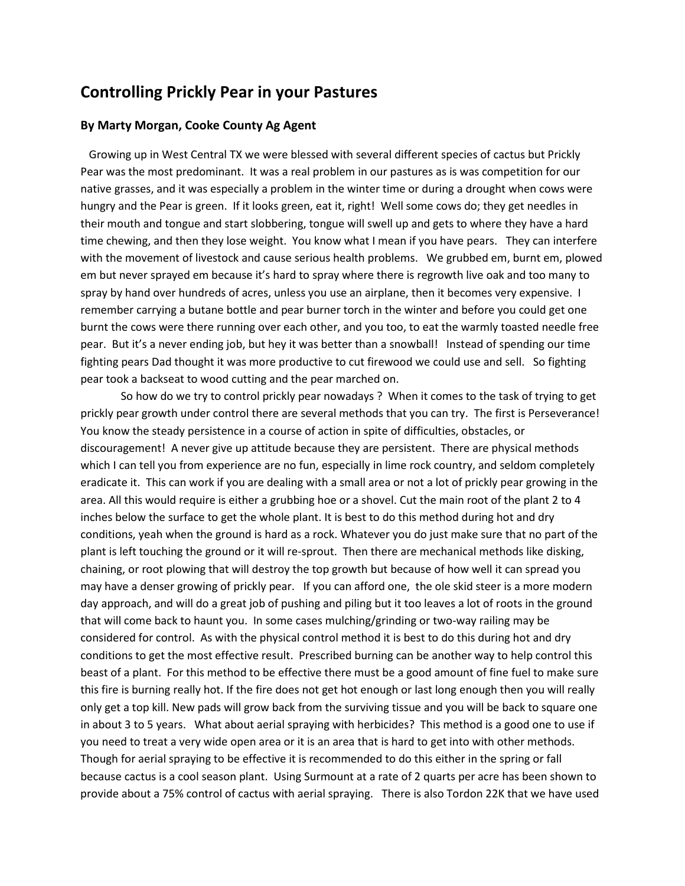## Controlling Prickly Pear in your Pastures

**By Marty Morgan, Cooke County Ag Agent**

Growing up in West Central TX we were blessed with several different species of cactus but Prickly Pear was the most predominant. It was a real problem in our pastures as is was competition for our native grasses, and it was especially a problem in the winter time or during a drought when cows were hungry and the Pear is green. If it looks green, eat it, right! Well some cows do; they get needles in their mouth and tongue and start slobbering, tongue will swell up and gets to where they have a hard time chewing, and then they lose weight. You know what I mean if you have pears. They can interfere with the movement of livestock and cause serious health problems. We grubbed em, burnt em, plowed em but never sprayed em because it's hard to spray where there is regrowth live oak and too many to spray by hand over hundreds of acres, unless you use an airplane, then it becomes very expensive. I remember carrying a butane bottle and pear burner torch in the winter and before you could get one burnt the cows were there running over each other, and you too, to eat the warmly toasted needle free pear. But it's a never ending job, but hey it was better than a snowball! Instead of spending our time fighting pears Dad thought it was more productive to cut firewood we could use and sell. So fighting pear took a backseat to wood cutting and the pear marched on.

So how do we try to control prickly pear nowadays ? When it comes to the task of trying to get prickly pear growth under control there are several methods that you can try. The first is Perseverance! You know the steady persistence in a course of action in spite of difficulties, obstacles, or discouragement! A never give up attitude because they are persistent. There are physical methods which I can tell you from experience are no fun, especially in lime rock country, and seldom completely eradicate it. This can work if you are dealing with a small area or not a lot of prickly pear growing in the area. All this would require is either a grubbing hoe or a shovel. Cut the main root of the plant 2 to 4 inches below the surface to get the whole plant. It is best to do this method during hot and dry conditions, yeah when the ground is hard as a rock. Whatever you do just make sure that no part of the plant is left touching the ground or it will re-sprout. Then there are mechanical methods like disking, chaining, or root plowing that will destroy the top growth but because of how well it can spread you may have a denser growing of prickly pear. If you can afford one, the ole skid steer is a more modern day approach, and will do a great job of pushing and piling but it too leaves a lot of roots in the ground that will come back to haunt you. In some cases mulching/grinding or two-way railing may be considered for control. As with the physical control method it is best to do this during hot and dry conditions to get the most effective result. Prescribed burning can be another way to help control this beast of a plant. For this method to be effective there must be a good amount of fine fuel to make sure this fire is burning really hot. If the fire does not get hot enough or last long enough then you will really only get a top kill. New pads will grow back from the surviving tissue and you will be back to square one in about 3 to 5 years. What about aerial spraying with herbicides? This method is a good one to use if you need to treat a very wide open area or it is an area that is hard to get into with other methods. Though for aerial spraying to be effective it is recommended to do this either in the spring or fall because cactus is a cool season plant. Using Surmount at a rate of 2 quarts per acre has been shown to provide about a 75% control of cactus with aerial spraying. There is also Tordon 22K that we have used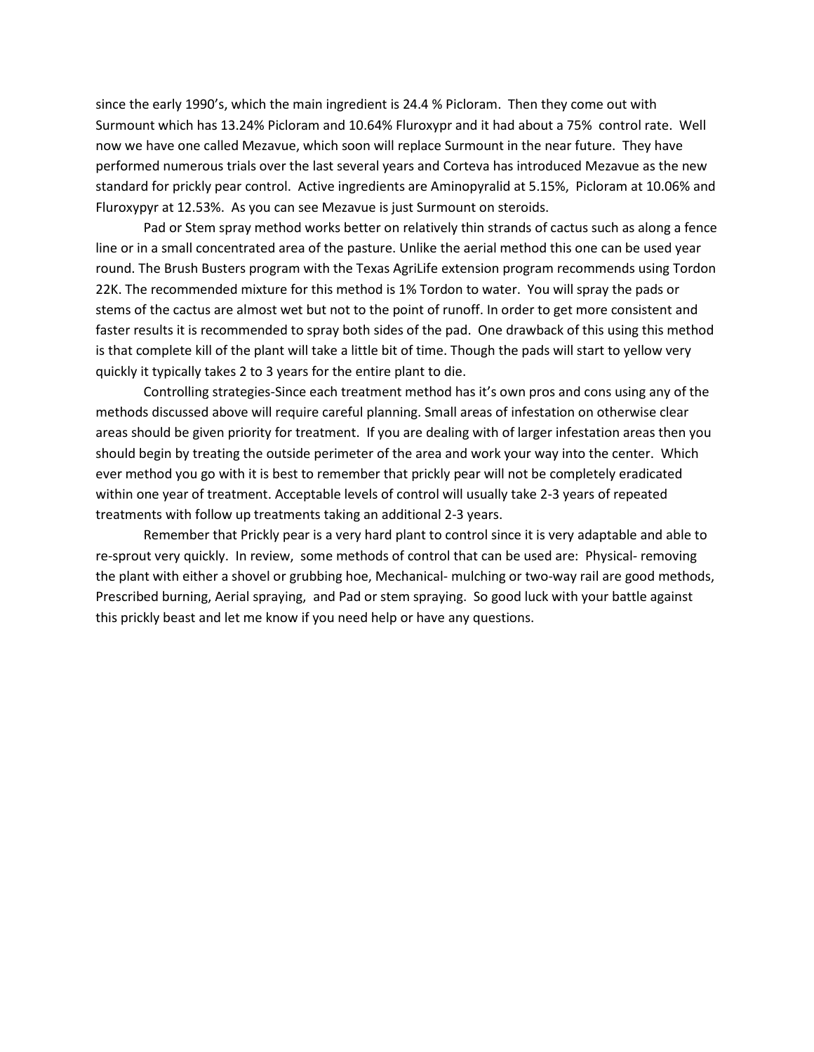since the early 1990's, which the main ingredient is 24.4 % Picloram. Then they come out with Surmount which has 13.24% Picloram and 10.64% Fluroxypr and it had about a 75% control rate. Well now we have one called Mezavue, which soon will replace Surmount in the near future. They have performed numerous trials over the last several years and Corteva has introduced Mezavue as the new standard for prickly pear control. Active ingredients are Aminopyralid at 5.15%, Picloram at 10.06% and Fluroxypyr at 12.53%. As you can see Mezavue is just Surmount on steroids.

Pad or Stem spray method works better on relatively thin strands of cactus such as along a fence line or in a small concentrated area of the pasture. Unlike the aerial method this one can be used year round. The Brush Busters program with the Texas AgriLife extension program recommends using Tordon 22K. The recommended mixture for this method is 1% Tordon to water. You will spray the pads or stems of the cactus are almost wet but not to the point of runoff. In order to get more consistent and faster results it is recommended to spray both sides of the pad. One drawback of this using this method is that complete kill of the plant will take a little bit of time. Though the pads will start to yellow very quickly it typically takes 2 to 3 years for the entire plant to die.

Controlling strategies-Since each treatment method has it's own pros and cons using any of the methods discussed above will require careful planning. Small areas of infestation on otherwise clear areas should be given priority for treatment. If you are dealing with of larger infestation areas then you should begin by treating the outside perimeter of the area and work your way into the center. Which ever method you go with it is best to remember that prickly pear will not be completely eradicated within one year of treatment. Acceptable levels of control will usually take 2-3 years of repeated treatments with follow up treatments taking an additional 2-3 years.

Remember that Prickly pear is a very hard plant to control since it is very adaptable and able to re-sprout very quickly. In review, some methods of control that can be used are: Physical- removing the plant with either a shovel or grubbing hoe, Mechanical- mulching or two-way rail are good methods, Prescribed burning, Aerial spraying, and Pad or stem spraying. So good luck with your battle against this prickly beast and let me know if you need help or have any questions.